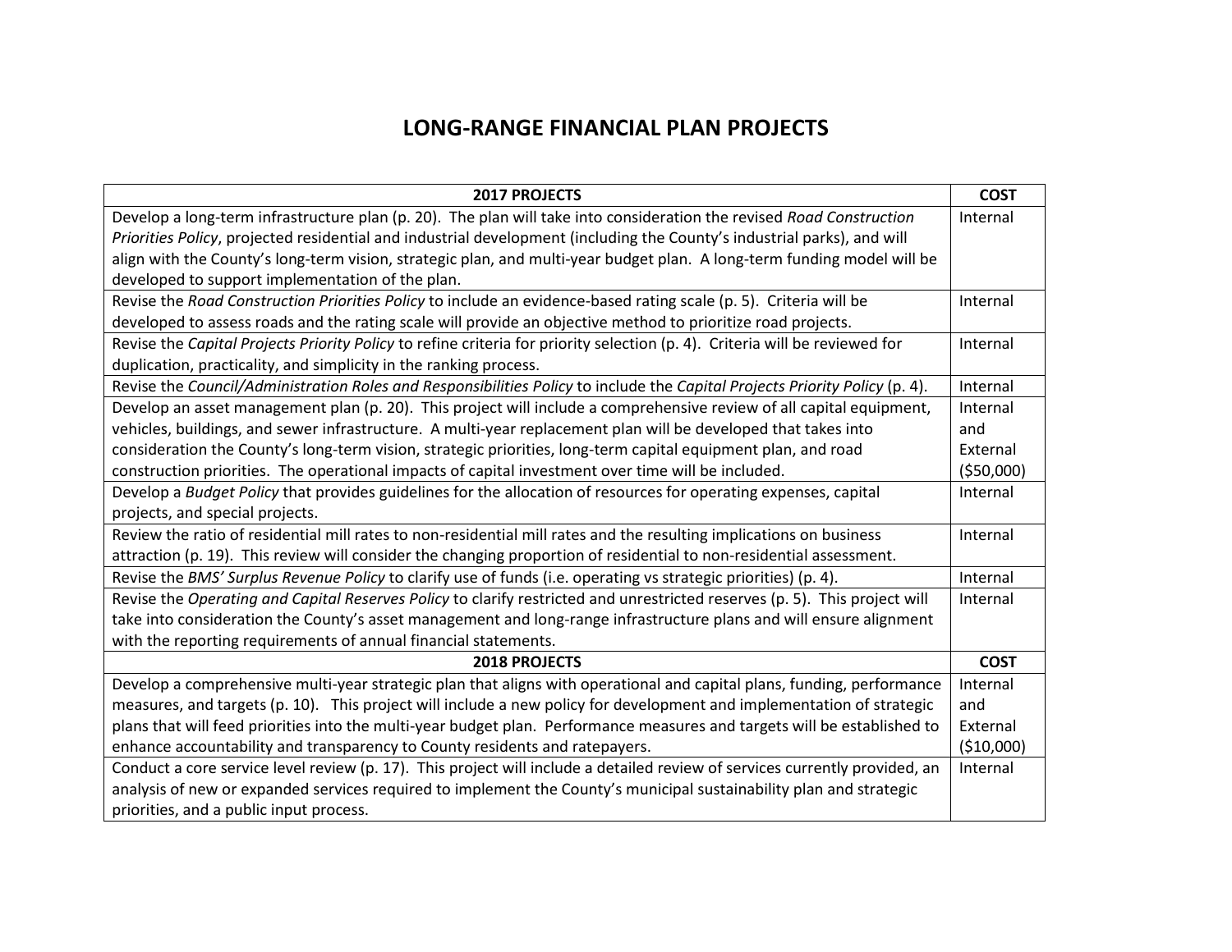# LONG-RANGE FINANCIAL PLAN PROJECTS

| 2017 PROJECTS | COST |
|---|---|
| Develop a long-term infrastructure plan (p. 20). The plan will take into consideration the revised *Road Construction Priorities Policy*, projected residential and industrial development (including the County's industrial parks), and will align with the County's long-term vision, strategic plan, and multi-year budget plan. A long-term funding model will be developed to support implementation of the plan. | Internal |
| Revise the *Road Construction Priorities Policy* to include an evidence-based rating scale (p. 5). Criteria will be developed to assess roads and the rating scale will provide an objective method to prioritize road projects. | Internal |
| Revise the *Capital Projects Priority Policy* to refine criteria for priority selection (p. 4). Criteria will be reviewed for duplication, practicality, and simplicity in the ranking process. | Internal |
| Revise the *Council/Administration Roles and Responsibilities Policy* to include the *Capital Projects Priority Policy* (p. 4). | Internal |
| Develop an asset management plan (p. 20). This project will include a comprehensive review of all capital equipment, vehicles, buildings, and sewer infrastructure. A multi-year replacement plan will be developed that takes into consideration the County's long-term vision, strategic priorities, long-term capital equipment plan, and road construction priorities. The operational impacts of capital investment over time will be included. | Internal and External ($50,000) |
| Develop a *Budget Policy* that provides guidelines for the allocation of resources for operating expenses, capital projects, and special projects. | Internal |
| Review the ratio of residential mill rates to non-residential mill rates and the resulting implications on business attraction (p. 19). This review will consider the changing proportion of residential to non-residential assessment. | Internal |
| Revise the *BMS' Surplus Revenue Policy* to clarify use of funds (i.e. operating vs strategic priorities) (p. 4). | Internal |
| Revise the *Operating and Capital Reserves Policy* to clarify restricted and unrestricted reserves (p. 5). This project will take into consideration the County's asset management and long-range infrastructure plans and will ensure alignment with the reporting requirements of annual financial statements. | Internal |
| **2018 PROJECTS** | **COST** |
| Develop a comprehensive multi-year strategic plan that aligns with operational and capital plans, funding, performance measures, and targets (p. 10). This project will include a new policy for development and implementation of strategic plans that will feed priorities into the multi-year budget plan. Performance measures and targets will be established to enhance accountability and transparency to County residents and ratepayers. | Internal and External ($10,000) |
| Conduct a core service level review (p. 17). This project will include a detailed review of services currently provided, an analysis of new or expanded services required to implement the County's municipal sustainability plan and strategic priorities, and a public input process. | Internal |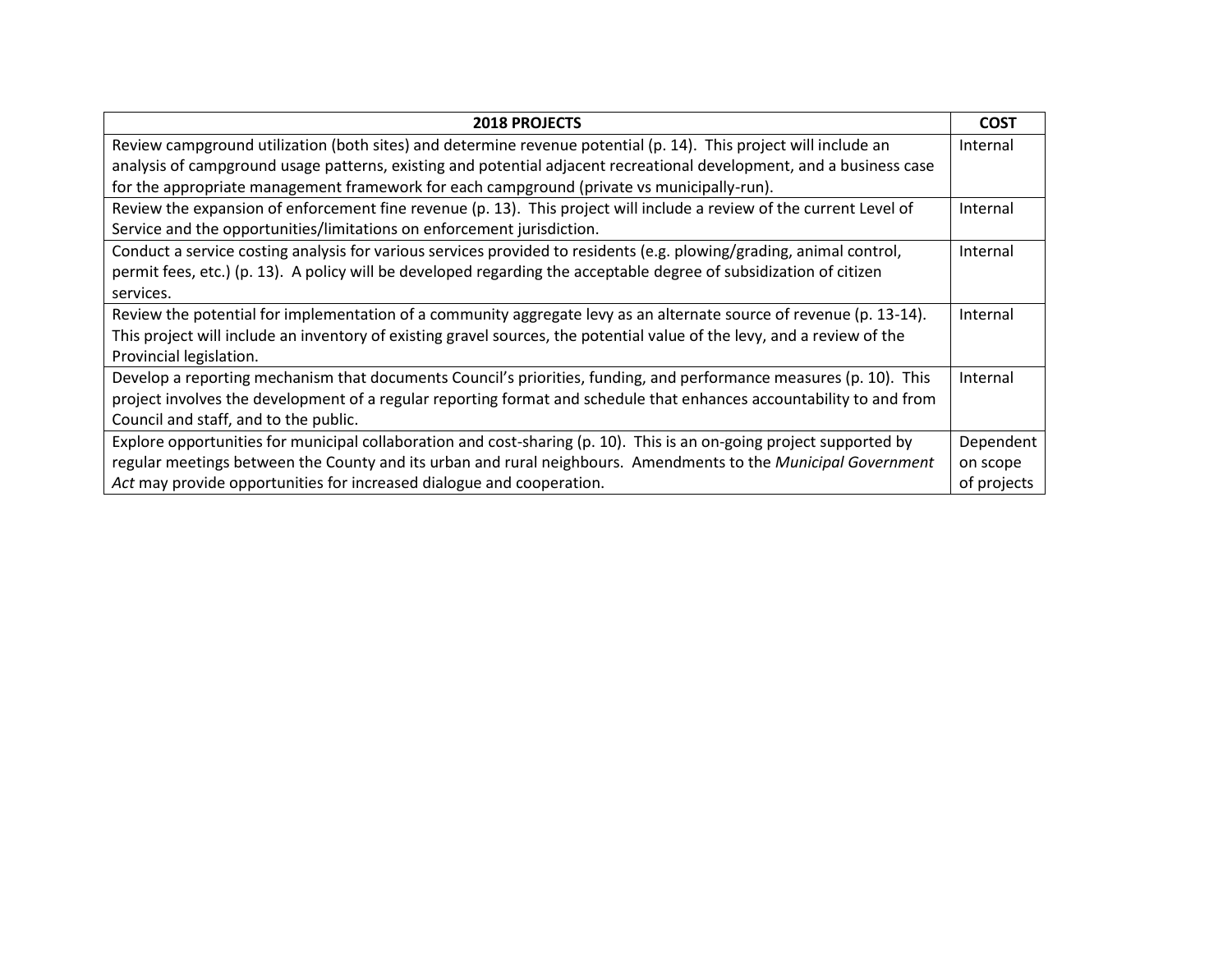| **2018 PROJECTS** | **COST** |
|---|---|
| Review campground utilization (both sites) and determine revenue potential (p. 14). This project will include an analysis of campground usage patterns, existing and potential adjacent recreational development, and a business case for the appropriate management framework for each campground (private vs municipally-run). | Internal |
| Review the expansion of enforcement fine revenue (p. 13). This project will include a review of the current Level of Service and the opportunities/limitations on enforcement jurisdiction. | Internal |
| Conduct a service costing analysis for various services provided to residents (e.g. plowing/grading, animal control, permit fees, etc.) (p. 13). A policy will be developed regarding the acceptable degree of subsidization of citizen services. | Internal |
| Review the potential for implementation of a community aggregate levy as an alternate source of revenue (p. 13-14). This project will include an inventory of existing gravel sources, the potential value of the levy, and a review of the Provincial legislation. | Internal |
| Develop a reporting mechanism that documents Council's priorities, funding, and performance measures (p. 10). This project involves the development of a regular reporting format and schedule that enhances accountability to and from Council and staff, and to the public. | Internal |
| Explore opportunities for municipal collaboration and cost-sharing (p. 10). This is an on-going project supported by regular meetings between the County and its urban and rural neighbours. Amendments to the *Municipal Government Act* may provide opportunities for increased dialogue and cooperation. | Dependent on scope of projects |